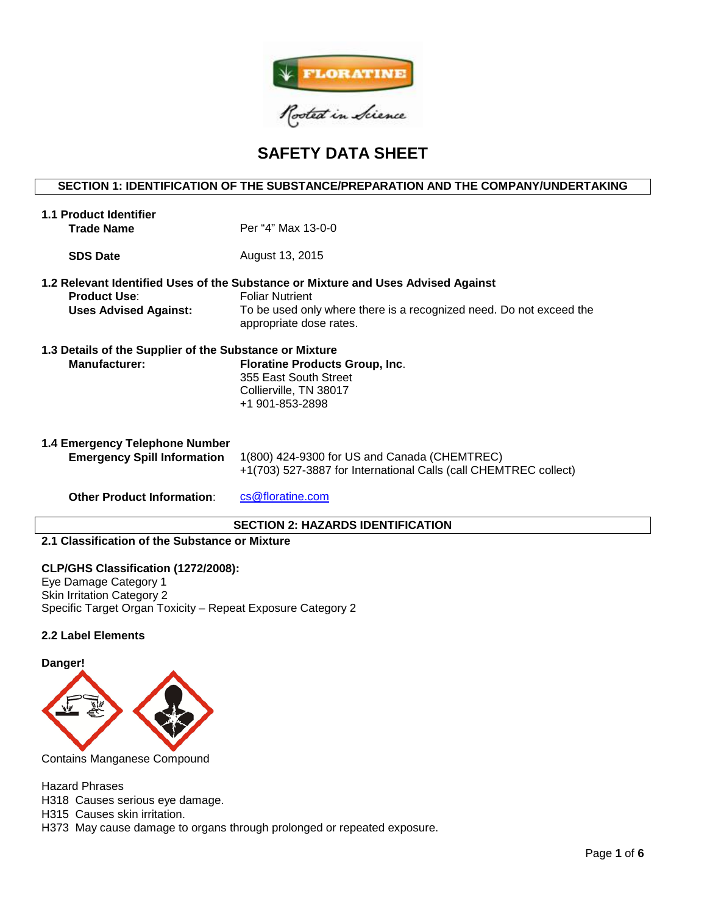# SAFETY DATA SHEET

## SECTION 1: IDENTIFICATION OF THE SUBSTANCE/PREPARATION AND THE COMPANY/UNDERTAKING

### 1.1 Product Identifier

**Trade Name** Per "4" Max 13-0-0

**SDS Date** August 13, 2015

### 1.2 Relevant Identified Uses of the Substance or Mixture and Uses Advised Against

**Product Use**: Foliar Nutrient

**Uses Advised Against:** To be used only where there is a recognized need. Do not exceed the appropriate dose rates.

### 1.3 Details of the Supplier of the Substance or Mixture

**Manufacturer:** **Floratine Products Group, Inc**.
355 East South Street
Collierville, TN 38017
+1 901-853-2898

### 1.4 Emergency Telephone Number

**Emergency Spill Information** 1(800) 424-9300 for US and Canada (CHEMTREC)
+1(703) 527-3887 for International Calls (call CHEMTREC collect)

**Other Product Information**: cs@floratine.com

## SECTION 2: HAZARDS IDENTIFICATION

### 2.1 Classification of the Substance or Mixture

**CLP/GHS Classification (1272/2008):**
Eye Damage Category 1
Skin Irritation Category 2
Specific Target Organ Toxicity – Repeat Exposure Category 2

### 2.2 Label Elements

**Danger!**

Contains Manganese Compound

Hazard Phrases
H318 Causes serious eye damage.
H315 Causes skin irritation.
H373 May cause damage to organs through prolonged or repeated exposure.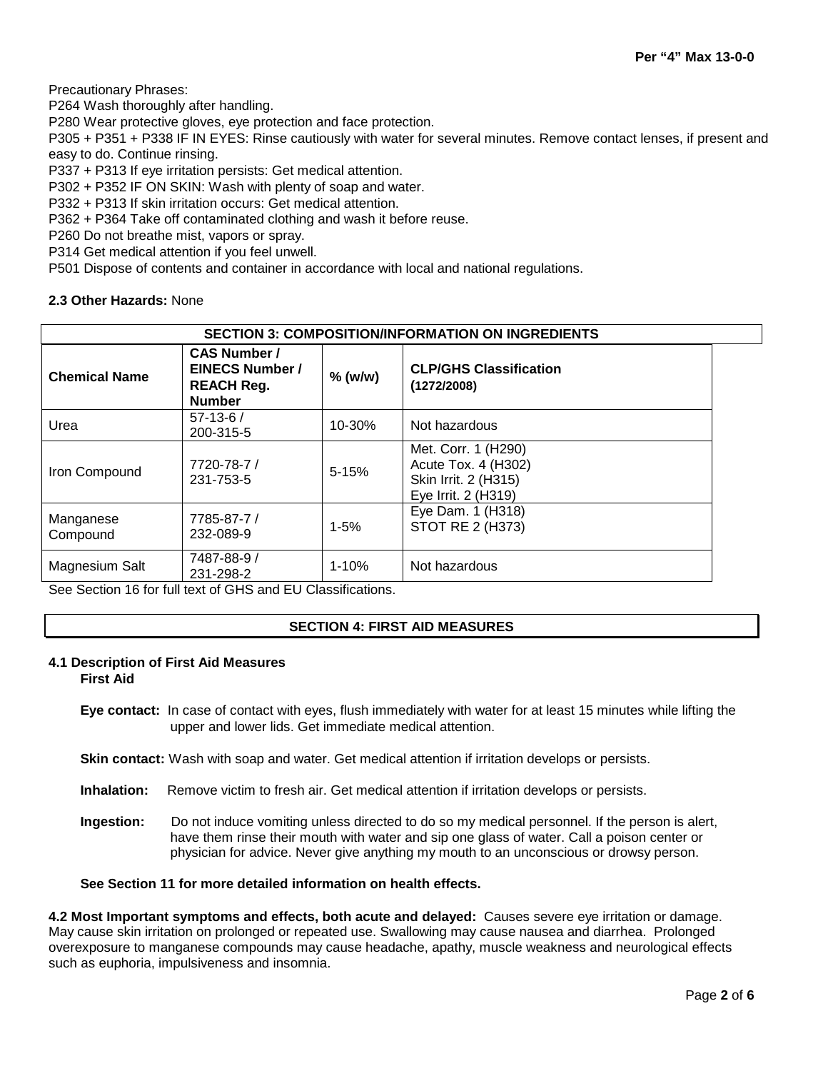Precautionary Phrases:

P264 Wash thoroughly after handling.

P280 Wear protective gloves, eye protection and face protection.

P305 + P351 + P338 IF IN EYES: Rinse cautiously with water for several minutes. Remove contact lenses, if present and easy to do. Continue rinsing.

P337 + P313 If eye irritation persists: Get medical attention.

P302 + P352 IF ON SKIN: Wash with plenty of soap and water.

P332 + P313 If skin irritation occurs: Get medical attention.

P362 + P364 Take off contaminated clothing and wash it before reuse.

P260 Do not breathe mist, vapors or spray.

P314 Get medical attention if you feel unwell.

P501 Dispose of contents and container in accordance with local and national regulations.

**2.3 Other Hazards:** None

## SECTION 3: COMPOSITION/INFORMATION ON INGREDIENTS

| Chemical Name | CAS Number / EINECS Number / REACH Reg. Number | % (w/w) | CLP/GHS Classification (1272/2008) |
|---|---|---|---|
| Urea | 57-13-6 / 200-315-5 | 10-30% | Not hazardous |
| Iron Compound | 7720-78-7 / 231-753-5 | 5-15% | Met. Corr. 1 (H290) Acute Tox. 4 (H302) Skin Irrit. 2 (H315) Eye Irrit. 2 (H319) |
| Manganese Compound | 7785-87-7 / 232-089-9 | 1-5% | Eye Dam. 1 (H318) STOT RE 2 (H373) |
| Magnesium Salt | 7487-88-9 / 231-298-2 | 1-10% | Not hazardous |

See Section 16 for full text of GHS and EU Classifications.

## SECTION 4: FIRST AID MEASURES

### 4.1 Description of First Aid Measures

**First Aid**

**Eye contact:** In case of contact with eyes, flush immediately with water for at least 15 minutes while lifting the upper and lower lids. Get immediate medical attention.

**Skin contact:** Wash with soap and water. Get medical attention if irritation develops or persists.

**Inhalation:** Remove victim to fresh air. Get medical attention if irritation develops or persists.

**Ingestion:** Do not induce vomiting unless directed to do so my medical personnel. If the person is alert, have them rinse their mouth with water and sip one glass of water. Call a poison center or physician for advice. Never give anything my mouth to an unconscious or drowsy person.

**See Section 11 for more detailed information on health effects.**

**4.2 Most Important symptoms and effects, both acute and delayed:** Causes severe eye irritation or damage. May cause skin irritation on prolonged or repeated use. Swallowing may cause nausea and diarrhea. Prolonged overexposure to manganese compounds may cause headache, apathy, muscle weakness and neurological effects such as euphoria, impulsiveness and insomnia.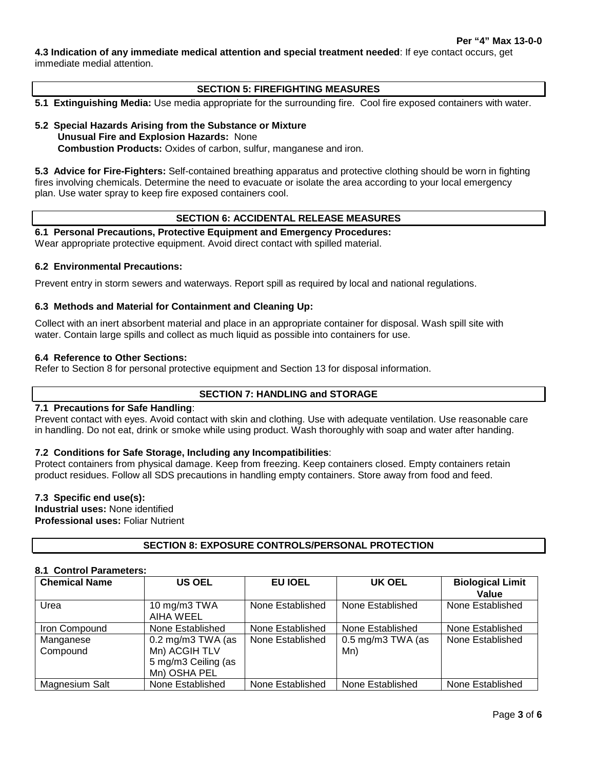**4.3 Indication of any immediate medical attention and special treatment needed**: If eye contact occurs, get immediate medial attention.

## SECTION 5: FIREFIGHTING MEASURES

**5.1 Extinguishing Media:** Use media appropriate for the surrounding fire. Cool fire exposed containers with water.

**5.2 Special Hazards Arising from the Substance or Mixture**

**Unusual Fire and Explosion Hazards:** None

**Combustion Products:** Oxides of carbon, sulfur, manganese and iron.

**5.3 Advice for Fire-Fighters:** Self-contained breathing apparatus and protective clothing should be worn in fighting fires involving chemicals. Determine the need to evacuate or isolate the area according to your local emergency plan. Use water spray to keep fire exposed containers cool.

## SECTION 6: ACCIDENTAL RELEASE MEASURES

**6.1 Personal Precautions, Protective Equipment and Emergency Procedures:**
Wear appropriate protective equipment. Avoid direct contact with spilled material.

**6.2 Environmental Precautions:**

Prevent entry in storm sewers and waterways. Report spill as required by local and national regulations.

**6.3 Methods and Material for Containment and Cleaning Up:**

Collect with an inert absorbent material and place in an appropriate container for disposal. Wash spill site with water. Contain large spills and collect as much liquid as possible into containers for use.

**6.4 Reference to Other Sections:**
Refer to Section 8 for personal protective equipment and Section 13 for disposal information.

## SECTION 7: HANDLING and STORAGE

**7.1 Precautions for Safe Handling**:
Prevent contact with eyes. Avoid contact with skin and clothing. Use with adequate ventilation. Use reasonable care in handling. Do not eat, drink or smoke while using product. Wash thoroughly with soap and water after handing.

**7.2 Conditions for Safe Storage, Including any Incompatibilities**:
Protect containers from physical damage. Keep from freezing. Keep containers closed. Empty containers retain product residues. Follow all SDS precautions in handling empty containers. Store away from food and feed.

**7.3 Specific end use(s):**
**Industrial uses:** None identified
**Professional uses:** Foliar Nutrient

## SECTION 8: EXPOSURE CONTROLS/PERSONAL PROTECTION

**8.1 Control Parameters:**

| Chemical Name | US OEL | EU IOEL | UK OEL | Biological Limit Value |
|---|---|---|---|---|
| Urea | 10 mg/m3 TWA AIHA WEEL | None Established | None Established | None Established |
| Iron Compound | None Established | None Established | None Established | None Established |
| Manganese Compound | 0.2 mg/m3 TWA (as Mn) ACGIH TLV 5 mg/m3 Ceiling (as Mn) OSHA PEL | None Established | 0.5 mg/m3 TWA (as Mn) | None Established |
| Magnesium Salt | None Established | None Established | None Established | None Established |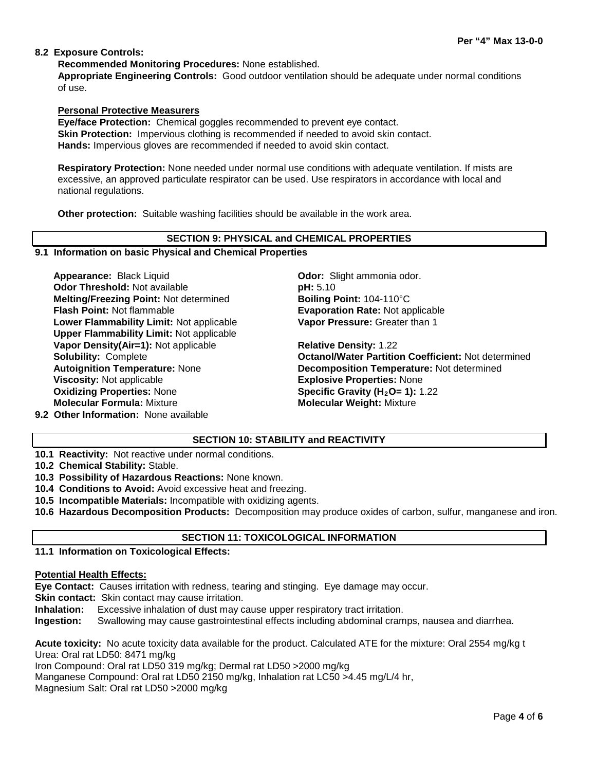**8.2 Exposure Controls:**

**Recommended Monitoring Procedures:** None established.

**Appropriate Engineering Controls:** Good outdoor ventilation should be adequate under normal conditions of use.

**Personal Protective Measurers**

**Eye/face Protection:** Chemical goggles recommended to prevent eye contact.
**Skin Protection:** Impervious clothing is recommended if needed to avoid skin contact.
**Hands:** Impervious gloves are recommended if needed to avoid skin contact.

**Respiratory Protection:** None needed under normal use conditions with adequate ventilation. If mists are excessive, an approved particulate respirator can be used. Use respirators in accordance with local and national regulations.

**Other protection:** Suitable washing facilities should be available in the work area.

## SECTION 9: PHYSICAL and CHEMICAL PROPERTIES

**9.1 Information on basic Physical and Chemical Properties**

**Appearance:** Black Liquid
**Odor:** Slight ammonia odor.
**Odor Threshold:** Not available
**pH:** 5.10
**Melting/Freezing Point:** Not determined
**Boiling Point:** 104-110°C
**Flash Point:** Not flammable
**Evaporation Rate:** Not applicable
**Lower Flammability Limit:** Not applicable
**Vapor Pressure:** Greater than 1
**Upper Flammability Limit:** Not applicable
**Vapor Density(Air=1):** Not applicable
**Relative Density:** 1.22
**Solubility:** Complete
**Octanol/Water Partition Coefficient:** Not determined
**Autoignition Temperature:** None
**Decomposition Temperature:** Not determined
**Viscosity:** Not applicable
**Explosive Properties:** None
**Oxidizing Properties:** None
**Specific Gravity ($H_2O$= 1):** 1.22
**Molecular Formula:** Mixture
**Molecular Weight:** Mixture

**9.2 Other Information:** None available

## SECTION 10: STABILITY and REACTIVITY

**10.1 Reactivity:** Not reactive under normal conditions.
**10.2 Chemical Stability:** Stable.
**10.3 Possibility of Hazardous Reactions:** None known.
**10.4 Conditions to Avoid:** Avoid excessive heat and freezing.
**10.5 Incompatible Materials:** Incompatible with oxidizing agents.
**10.6 Hazardous Decomposition Products:** Decomposition may produce oxides of carbon, sulfur, manganese and iron.

## SECTION 11: TOXICOLOGICAL INFORMATION

**11.1 Information on Toxicological Effects:**

**Potential Health Effects:**

**Eye Contact:** Causes irritation with redness, tearing and stinging. Eye damage may occur.
**Skin contact:** Skin contact may cause irritation.
**Inhalation:** Excessive inhalation of dust may cause upper respiratory tract irritation.
**Ingestion:** Swallowing may cause gastrointestinal effects including abdominal cramps, nausea and diarrhea.

**Acute toxicity:** No acute toxicity data available for the product. Calculated ATE for the mixture: Oral 2554 mg/kg t
Urea: Oral rat LD50: 8471 mg/kg
Iron Compound: Oral rat LD50 319 mg/kg; Dermal rat LD50 >2000 mg/kg
Manganese Compound: Oral rat LD50 2150 mg/kg, Inhalation rat LC50 >4.45 mg/L/4 hr,
Magnesium Salt: Oral rat LD50 >2000 mg/kg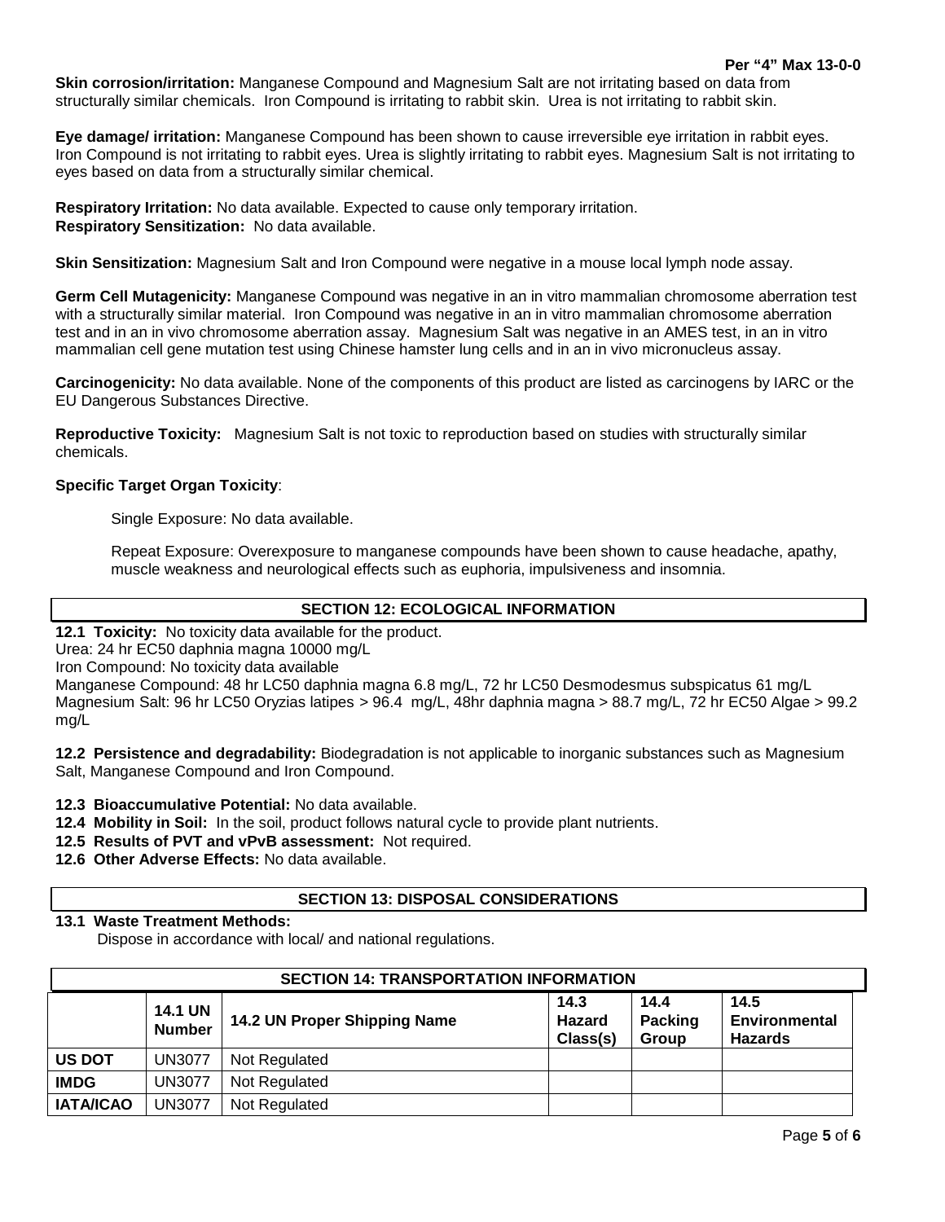**Skin corrosion/irritation:** Manganese Compound and Magnesium Salt are not irritating based on data from structurally similar chemicals. Iron Compound is irritating to rabbit skin. Urea is not irritating to rabbit skin.

**Eye damage/ irritation:** Manganese Compound has been shown to cause irreversible eye irritation in rabbit eyes. Iron Compound is not irritating to rabbit eyes. Urea is slightly irritating to rabbit eyes. Magnesium Salt is not irritating to eyes based on data from a structurally similar chemical.

**Respiratory Irritation:** No data available. Expected to cause only temporary irritation.
**Respiratory Sensitization:** No data available.

**Skin Sensitization:** Magnesium Salt and Iron Compound were negative in a mouse local lymph node assay.

**Germ Cell Mutagenicity:** Manganese Compound was negative in an in vitro mammalian chromosome aberration test with a structurally similar material. Iron Compound was negative in an in vitro mammalian chromosome aberration test and in an in vivo chromosome aberration assay. Magnesium Salt was negative in an AMES test, in an in vitro mammalian cell gene mutation test using Chinese hamster lung cells and in an in vivo micronucleus assay.

**Carcinogenicity:** No data available. None of the components of this product are listed as carcinogens by IARC or the EU Dangerous Substances Directive.

**Reproductive Toxicity:** Magnesium Salt is not toxic to reproduction based on studies with structurally similar chemicals.

**Specific Target Organ Toxicity**:

Single Exposure: No data available.

Repeat Exposure: Overexposure to manganese compounds have been shown to cause headache, apathy, muscle weakness and neurological effects such as euphoria, impulsiveness and insomnia.

## SECTION 12: ECOLOGICAL INFORMATION

**12.1 Toxicity:** No toxicity data available for the product.
Urea: 24 hr EC50 daphnia magna 10000 mg/L
Iron Compound: No toxicity data available
Manganese Compound: 48 hr LC50 daphnia magna 6.8 mg/L, 72 hr LC50 Desmodesmus subspicatus 61 mg/L
Magnesium Salt: 96 hr LC50 Oryzias latipes > 96.4 mg/L, 48hr daphnia magna > 88.7 mg/L, 72 hr EC50 Algae > 99.2 mg/L

**12.2 Persistence and degradability:** Biodegradation is not applicable to inorganic substances such as Magnesium Salt, Manganese Compound and Iron Compound.

**12.3 Bioaccumulative Potential:** No data available.
**12.4 Mobility in Soil:** In the soil, product follows natural cycle to provide plant nutrients.
**12.5 Results of PVT and vPvB assessment:** Not required.
**12.6 Other Adverse Effects:** No data available.

## SECTION 13: DISPOSAL CONSIDERATIONS

**13.1 Waste Treatment Methods:**
Dispose in accordance with local/ and national regulations.

## SECTION 14: TRANSPORTATION INFORMATION

| | 14.1 UN Number | 14.2 UN Proper Shipping Name | 14.3 Hazard Class(s) | 14.4 Packing Group | 14.5 Environmental Hazards |
|---|---|---|---|---|---|
| **US DOT** | UN3077 | Not Regulated | | | |
| **IMDG** | UN3077 | Not Regulated | | | |
| **IATA/ICAO** | UN3077 | Not Regulated | | | |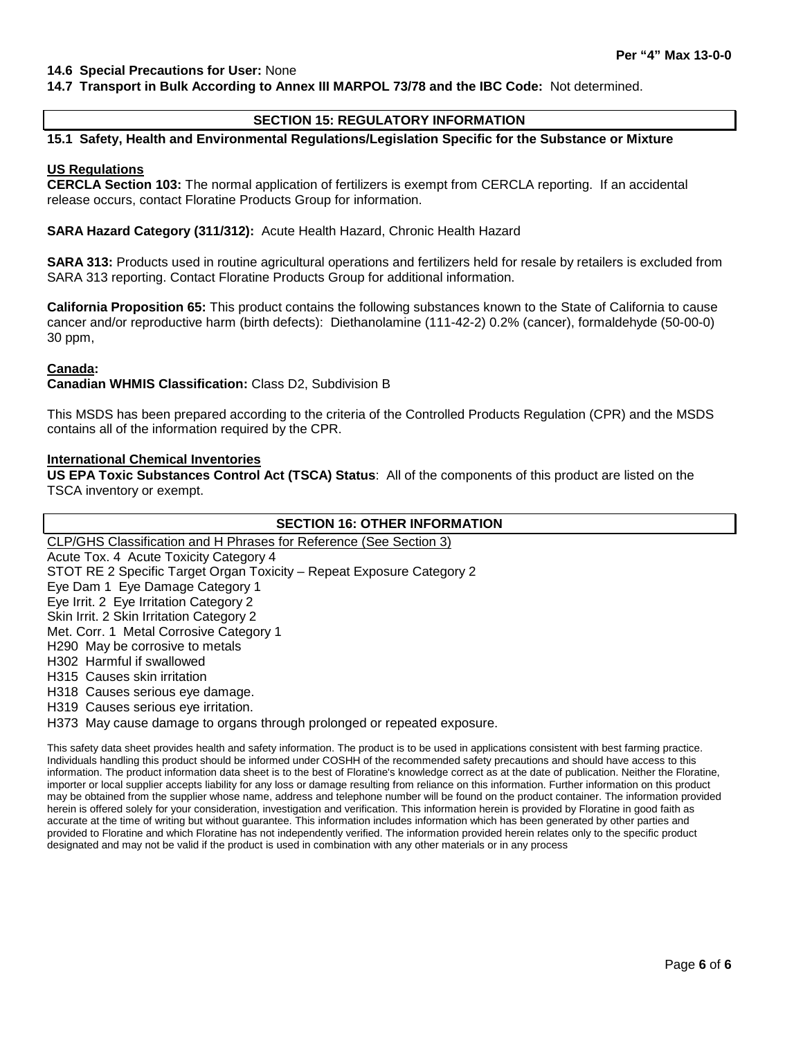**14.6 Special Precautions for User:** None

**14.7 Transport in Bulk According to Annex III MARPOL 73/78 and the IBC Code:** Not determined.

## SECTION 15: REGULATORY INFORMATION

**15.1 Safety, Health and Environmental Regulations/Legislation Specific for the Substance or Mixture**

**US Regulations**

**CERCLA Section 103:** The normal application of fertilizers is exempt from CERCLA reporting. If an accidental release occurs, contact Floratine Products Group for information.

**SARA Hazard Category (311/312):** Acute Health Hazard, Chronic Health Hazard

**SARA 313:** Products used in routine agricultural operations and fertilizers held for resale by retailers is excluded from SARA 313 reporting. Contact Floratine Products Group for additional information.

**California Proposition 65:** This product contains the following substances known to the State of California to cause cancer and/or reproductive harm (birth defects): Diethanolamine (111-42-2) 0.2% (cancer), formaldehyde (50-00-0) 30 ppm,

**Canada:**

**Canadian WHMIS Classification:** Class D2, Subdivision B

This MSDS has been prepared according to the criteria of the Controlled Products Regulation (CPR) and the MSDS contains all of the information required by the CPR.

**International Chemical Inventories**

**US EPA Toxic Substances Control Act (TSCA) Status**: All of the components of this product are listed on the TSCA inventory or exempt.

## SECTION 16: OTHER INFORMATION

CLP/GHS Classification and H Phrases for Reference (See Section 3)

Acute Tox. 4 Acute Toxicity Category 4
STOT RE 2 Specific Target Organ Toxicity – Repeat Exposure Category 2
Eye Dam 1 Eye Damage Category 1
Eye Irrit. 2 Eye Irritation Category 2
Skin Irrit. 2 Skin Irritation Category 2
Met. Corr. 1 Metal Corrosive Category 1
H290 May be corrosive to metals
H302 Harmful if swallowed
H315 Causes skin irritation
H318 Causes serious eye damage.
H319 Causes serious eye irritation.
H373 May cause damage to organs through prolonged or repeated exposure.

This safety data sheet provides health and safety information. The product is to be used in applications consistent with best farming practice. Individuals handling this product should be informed under COSHH of the recommended safety precautions and should have access to this information. The product information data sheet is to the best of Floratine's knowledge correct as at the date of publication. Neither the Floratine, importer or local supplier accepts liability for any loss or damage resulting from reliance on this information. Further information on this product may be obtained from the supplier whose name, address and telephone number will be found on the product container. The information provided herein is offered solely for your consideration, investigation and verification. This information herein is provided by Floratine in good faith as accurate at the time of writing but without guarantee. This information includes information which has been generated by other parties and provided to Floratine and which Floratine has not independently verified. The information provided herein relates only to the specific product designated and may not be valid if the product is used in combination with any other materials or in any process